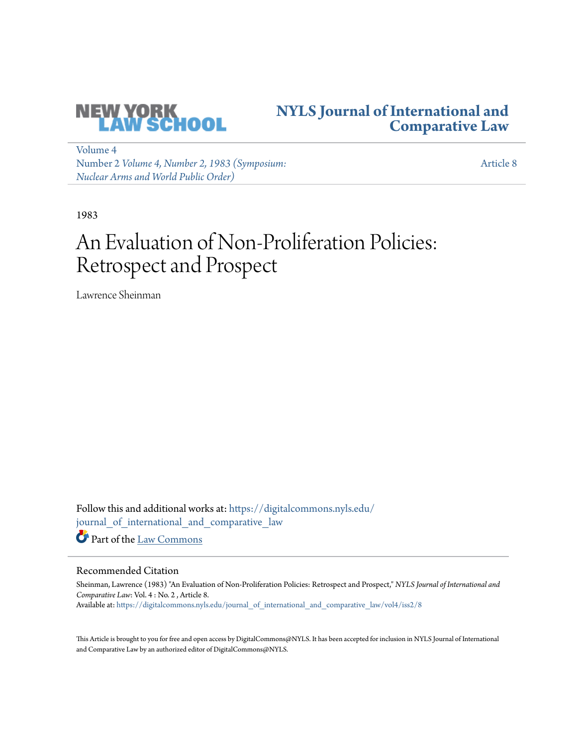NEW YORK LAW SCHOOL

# NYLS Journal of International and Comparative Law

Volume 4
Number 2 *Volume 4, Number 2, 1983 (Symposium: Nuclear Arms and World Public Order)*

Article 8

1983

# An Evaluation of Non-Proliferation Policies: Retrospect and Prospect

Lawrence Sheinman

Follow this and additional works at: https://digitalcommons.nyls.edu/journal_of_international_and_comparative_law

Part of the Law Commons

## Recommended Citation

Sheinman, Lawrence (1983) "An Evaluation of Non-Proliferation Policies: Retrospect and Prospect," *NYLS Journal of International and Comparative Law*: Vol. 4 : No. 2 , Article 8.
Available at: https://digitalcommons.nyls.edu/journal_of_international_and_comparative_law/vol4/iss2/8

This Article is brought to you for free and open access by DigitalCommons@NYLS. It has been accepted for inclusion in NYLS Journal of International and Comparative Law by an authorized editor of DigitalCommons@NYLS.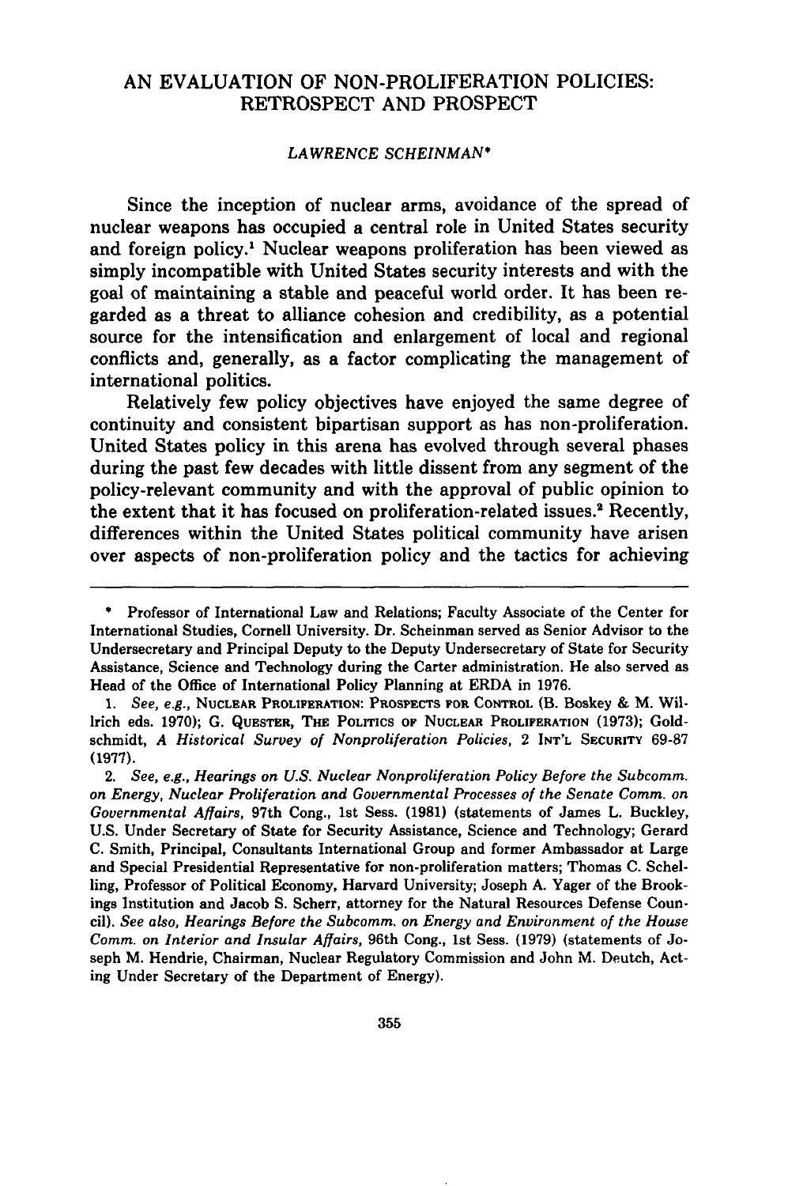# AN EVALUATION OF NON-PROLIFERATION POLICIES: RETROSPECT AND PROSPECT

*LAWRENCE SCHEINMAN\**

Since the inception of nuclear arms, avoidance of the spread of nuclear weapons has occupied a central role in United States security and foreign policy.[1] Nuclear weapons proliferation has been viewed as simply incompatible with United States security interests and with the goal of maintaining a stable and peaceful world order. It has been regarded as a threat to alliance cohesion and credibility, as a potential source for the intensification and enlargement of local and regional conflicts and, generally, as a factor complicating the management of international politics.

Relatively few policy objectives have enjoyed the same degree of continuity and consistent bipartisan support as has non-proliferation. United States policy in this arena has evolved through several phases during the past few decades with little dissent from any segment of the policy-relevant community and with the approval of public opinion to the extent that it has focused on proliferation-related issues.[2] Recently, differences within the United States political community have arisen over aspects of non-proliferation policy and the tactics for achieving

---

\* Professor of International Law and Relations; Faculty Associate of the Center for International Studies, Cornell University. Dr. Scheinman served as Senior Advisor to the Undersecretary and Principal Deputy to the Deputy Undersecretary of State for Security Assistance, Science and Technology during the Carter administration. He also served as Head of the Office of International Policy Planning at ERDA in 1976.

1. *See, e.g.*, NUCLEAR PROLIFERATION: PROSPECTS FOR CONTROL (B. Boskey & M. Willrich eds. 1970); G. QUESTER, THE POLITICS OF NUCLEAR PROLIFERATION (1973); Goldschmidt, *A Historical Survey of Nonproliferation Policies*, 2 INT'L SECURITY 69-87 (1977).

2. *See, e.g., Hearings on U.S. Nuclear Nonproliferation Policy Before the Subcomm. on Energy, Nuclear Proliferation and Governmental Processes of the Senate Comm. on Governmental Affairs*, 97th Cong., 1st Sess. (1981) (statements of James L. Buckley, U.S. Under Secretary of State for Security Assistance, Science and Technology; Gerard C. Smith, Principal, Consultants International Group and former Ambassador at Large and Special Presidential Representative for non-proliferation matters; Thomas C. Schelling, Professor of Political Economy, Harvard University; Joseph A. Yager of the Brookings Institution and Jacob S. Scherr, attorney for the Natural Resources Defense Council). *See also, Hearings Before the Subcomm. on Energy and Environment of the House Comm. on Interior and Insular Affairs*, 96th Cong., 1st Sess. (1979) (statements of Joseph M. Hendrie, Chairman, Nuclear Regulatory Commission and John M. Deutch, Acting Under Secretary of the Department of Energy).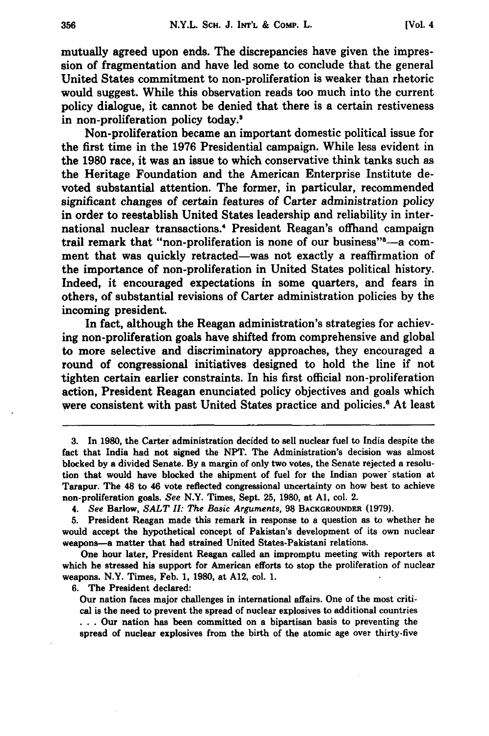mutually agreed upon ends. The discrepancies have given the impression of fragmentation and have led some to conclude that the general United States commitment to non-proliferation is weaker than rhetoric would suggest. While this observation reads too much into the current policy dialogue, it cannot be denied that there is a certain restiveness in non-proliferation policy today.[3]

Non-proliferation became an important domestic political issue for the first time in the 1976 Presidential campaign. While less evident in the 1980 race, it was an issue to which conservative think tanks such as the Heritage Foundation and the American Enterprise Institute devoted substantial attention. The former, in particular, recommended significant changes of certain features of Carter administration policy in order to reestablish United States leadership and reliability in international nuclear transactions.[4] President Reagan's offhand campaign trail remark that "non-proliferation is none of our business"[5]—a comment that was quickly retracted—was not exactly a reaffirmation of the importance of non-proliferation in United States political history. Indeed, it encouraged expectations in some quarters, and fears in others, of substantial revisions of Carter administration policies by the incoming president.

In fact, although the Reagan administration's strategies for achieving non-proliferation goals have shifted from comprehensive and global to more selective and discriminatory approaches, they encouraged a round of congressional initiatives designed to hold the line if not tighten certain earlier constraints. In his first official non-proliferation action, President Reagan enunciated policy objectives and goals which were consistent with past United States practice and policies.[6] At least

---

3. In 1980, the Carter administration decided to sell nuclear fuel to India despite the fact that India had not signed the NPT. The Administration's decision was almost blocked by a divided Senate. By a margin of only two votes, the Senate rejected a resolution that would have blocked the shipment of fuel for the Indian power station at Tarapur. The 48 to 46 vote reflected congressional uncertainty on how best to achieve non-proliferation goals. *See* N.Y. Times, Sept. 25, 1980, at A1, col. 2.

4. *See* Barlow, *SALT II: The Basic Arguments*, 98 BACKGROUNDER (1979).

5. President Reagan made this remark in response to a question as to whether he would accept the hypothetical concept of Pakistan's development of its own nuclear weapons—a matter that had strained United States-Pakistani relations.

One hour later, President Reagan called an impromptu meeting with reporters at which he stressed his support for American efforts to stop the proliferation of nuclear weapons. N.Y. Times, Feb. 1, 1980, at A12, col. 1.

6. The President declared:

> Our nation faces major challenges in international affairs. One of the most critical is the need to prevent the spread of nuclear explosives to additional countries . . . Our nation has been committed on a bipartisan basis to preventing the spread of nuclear explosives from the birth of the atomic age over thirty-five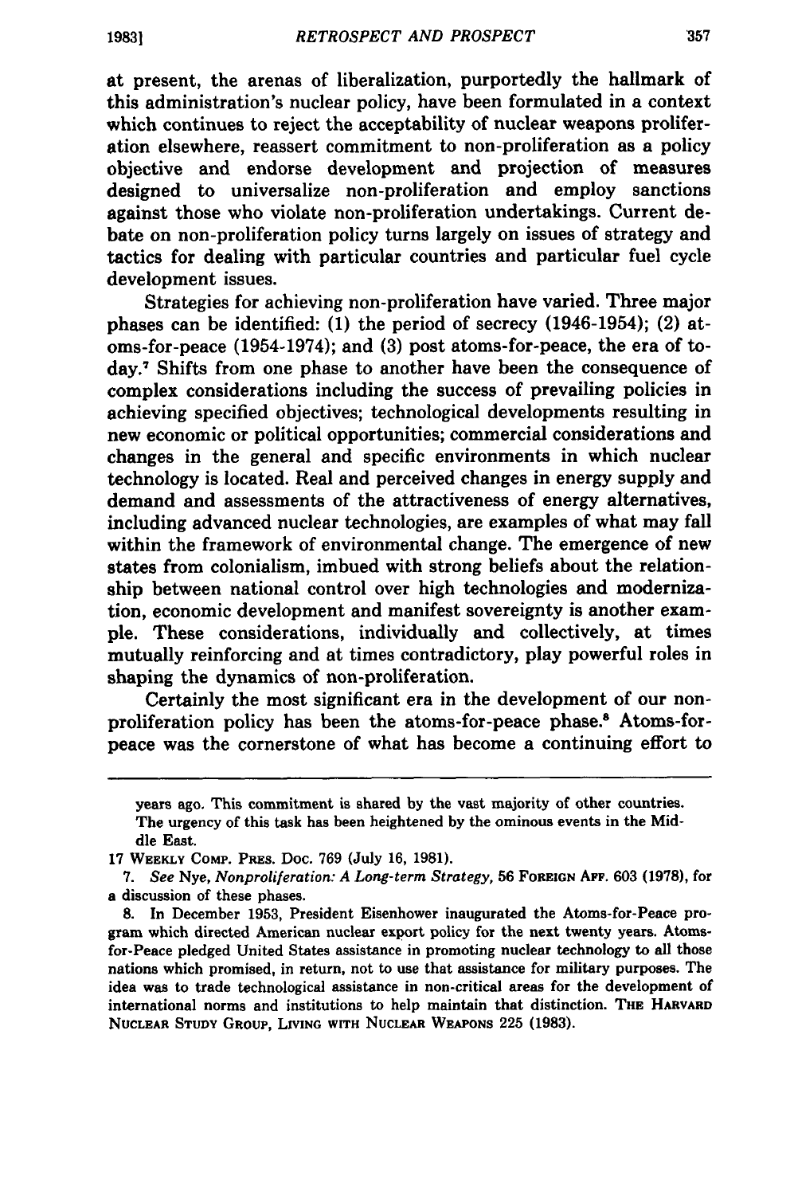at present, the arenas of liberalization, purportedly the hallmark of this administration's nuclear policy, have been formulated in a context which continues to reject the acceptability of nuclear weapons proliferation elsewhere, reassert commitment to non-proliferation as a policy objective and endorse development and projection of measures designed to universalize non-proliferation and employ sanctions against those who violate non-proliferation undertakings. Current debate on non-proliferation policy turns largely on issues of strategy and tactics for dealing with particular countries and particular fuel cycle development issues.

Strategies for achieving non-proliferation have varied. Three major phases can be identified: (1) the period of secrecy (1946-1954); (2) atoms-for-peace (1954-1974); and (3) post atoms-for-peace, the era of today.[7] Shifts from one phase to another have been the consequence of complex considerations including the success of prevailing policies in achieving specified objectives; technological developments resulting in new economic or political opportunities; commercial considerations and changes in the general and specific environments in which nuclear technology is located. Real and perceived changes in energy supply and demand and assessments of the attractiveness of energy alternatives, including advanced nuclear technologies, are examples of what may fall within the framework of environmental change. The emergence of new states from colonialism, imbued with strong beliefs about the relationship between national control over high technologies and modernization, economic development and manifest sovereignty is another example. These considerations, individually and collectively, at times mutually reinforcing and at times contradictory, play powerful roles in shaping the dynamics of non-proliferation.

Certainly the most significant era in the development of our non-proliferation policy has been the atoms-for-peace phase.[8] Atoms-for-peace was the cornerstone of what has become a continuing effort to

---

years ago. This commitment is shared by the vast majority of other countries. The urgency of this task has been heightened by the ominous events in the Middle East.

17 WEEKLY COMP. PRES. DOC. 769 (July 16, 1981).

7. *See* Nye, *Nonproliferation: A Long-term Strategy*, 56 FOREIGN AFF. 603 (1978), for a discussion of these phases.

8. In December 1953, President Eisenhower inaugurated the Atoms-for-Peace program which directed American nuclear export policy for the next twenty years. Atoms-for-Peace pledged United States assistance in promoting nuclear technology to all those nations which promised, in return, not to use that assistance for military purposes. The idea was to trade technological assistance in non-critical areas for the development of international norms and institutions to help maintain that distinction. THE HARVARD NUCLEAR STUDY GROUP, LIVING WITH NUCLEAR WEAPONS 225 (1983).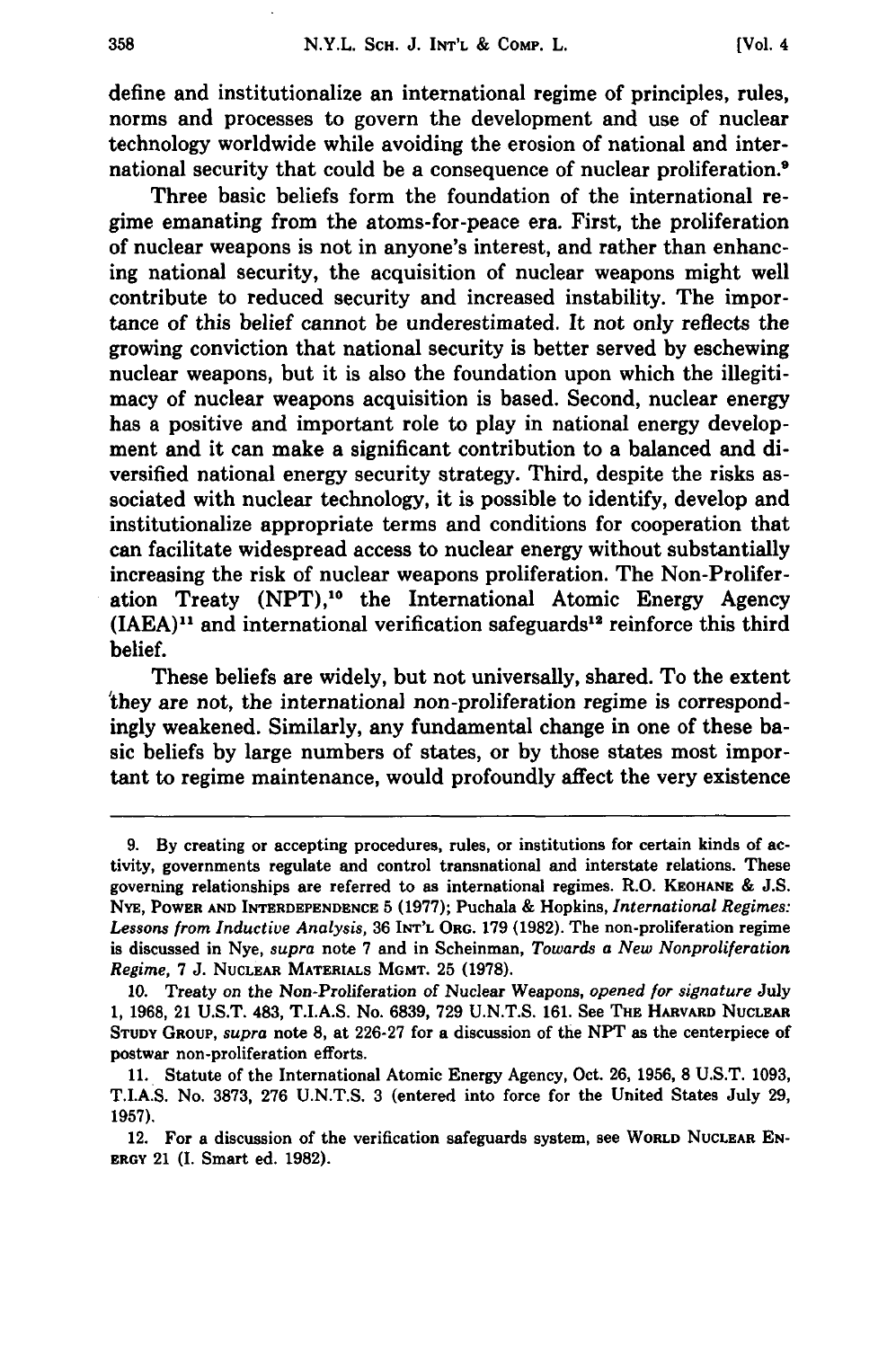define and institutionalize an international regime of principles, rules, norms and processes to govern the development and use of nuclear technology worldwide while avoiding the erosion of national and international security that could be a consequence of nuclear proliferation.[9]

Three basic beliefs form the foundation of the international regime emanating from the atoms-for-peace era. First, the proliferation of nuclear weapons is not in anyone's interest, and rather than enhancing national security, the acquisition of nuclear weapons might well contribute to reduced security and increased instability. The importance of this belief cannot be underestimated. It not only reflects the growing conviction that national security is better served by eschewing nuclear weapons, but it is also the foundation upon which the illegitimacy of nuclear weapons acquisition is based. Second, nuclear energy has a positive and important role to play in national energy development and it can make a significant contribution to a balanced and diversified national energy security strategy. Third, despite the risks associated with nuclear technology, it is possible to identify, develop and institutionalize appropriate terms and conditions for cooperation that can facilitate widespread access to nuclear energy without substantially increasing the risk of nuclear weapons proliferation. The Non-Proliferation Treaty (NPT),[10] the International Atomic Energy Agency (IAEA)[11] and international verification safeguards[12] reinforce this third belief.

These beliefs are widely, but not universally, shared. To the extent they are not, the international non-proliferation regime is correspondingly weakened. Similarly, any fundamental change in one of these basic beliefs by large numbers of states, or by those states most important to regime maintenance, would profoundly affect the very existence

---

9. By creating or accepting procedures, rules, or institutions for certain kinds of activity, governments regulate and control transnational and interstate relations. These governing relationships are referred to as international regimes. R.O. KEOHANE & J.S. NYE, POWER AND INTERDEPENDENCE 5 (1977); Puchala & Hopkins, *International Regimes: Lessons from Inductive Analysis*, 36 INT'L ORG. 179 (1982). The non-proliferation regime is discussed in Nye, *supra* note 7 and in Scheinman, *Towards a New Nonproliferation Regime*, 7 J. NUCLEAR MATERIALS MGMT. 25 (1978).

10. Treaty on the Non-Proliferation of Nuclear Weapons, *opened for signature* July 1, 1968, 21 U.S.T. 483, T.I.A.S. No. 6839, 729 U.N.T.S. 161. See THE HARVARD NUCLEAR STUDY GROUP, *supra* note 8, at 226-27 for a discussion of the NPT as the centerpiece of postwar non-proliferation efforts.

11. Statute of the International Atomic Energy Agency, Oct. 26, 1956, 8 U.S.T. 1093, T.I.A.S. No. 3873, 276 U.N.T.S. 3 (entered into force for the United States July 29, 1957).

12. For a discussion of the verification safeguards system, see WORLD NUCLEAR ENERGY 21 (I. Smart ed. 1982).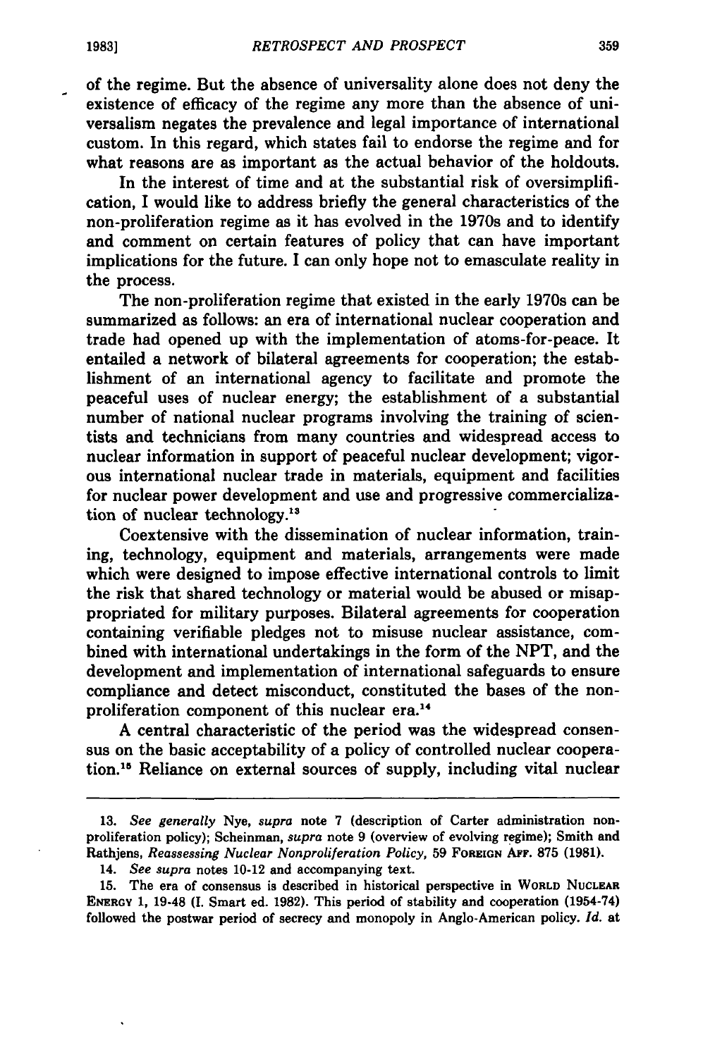of the regime. But the absence of universality alone does not deny the existence of efficacy of the regime any more than the absence of universalism negates the prevalence and legal importance of international custom. In this regard, which states fail to endorse the regime and for what reasons are as important as the actual behavior of the holdouts.

In the interest of time and at the substantial risk of oversimplification, I would like to address briefly the general characteristics of the non-proliferation regime as it has evolved in the 1970s and to identify and comment on certain features of policy that can have important implications for the future. I can only hope not to emasculate reality in the process.

The non-proliferation regime that existed in the early 1970s can be summarized as follows: an era of international nuclear cooperation and trade had opened up with the implementation of atoms-for-peace. It entailed a network of bilateral agreements for cooperation; the establishment of an international agency to facilitate and promote the peaceful uses of nuclear energy; the establishment of a substantial number of national nuclear programs involving the training of scientists and technicians from many countries and widespread access to nuclear information in support of peaceful nuclear development; vigorous international nuclear trade in materials, equipment and facilities for nuclear power development and use and progressive commercialization of nuclear technology.[13]

Coextensive with the dissemination of nuclear information, training, technology, equipment and materials, arrangements were made which were designed to impose effective international controls to limit the risk that shared technology or material would be abused or misappropriated for military purposes. Bilateral agreements for cooperation containing verifiable pledges not to misuse nuclear assistance, combined with international undertakings in the form of the NPT, and the development and implementation of international safeguards to ensure compliance and detect misconduct, constituted the bases of the non-proliferation component of this nuclear era.[14]

A central characteristic of the period was the widespread consensus on the basic acceptability of a policy of controlled nuclear cooperation.[15] Reliance on external sources of supply, including vital nuclear

---

13. *See generally* Nye, *supra* note 7 (description of Carter administration non-proliferation policy); Scheinman, *supra* note 9 (overview of evolving regime); Smith and Rathjens, *Reassessing Nuclear Nonproliferation Policy*, 59 FOREIGN AFF. 875 (1981).

14. *See supra* notes 10-12 and accompanying text.

15. The era of consensus is described in historical perspective in WORLD NUCLEAR ENERGY 1, 19-48 (I. Smart ed. 1982). This period of stability and cooperation (1954-74) followed the postwar period of secrecy and monopoly in Anglo-American policy. *Id.* at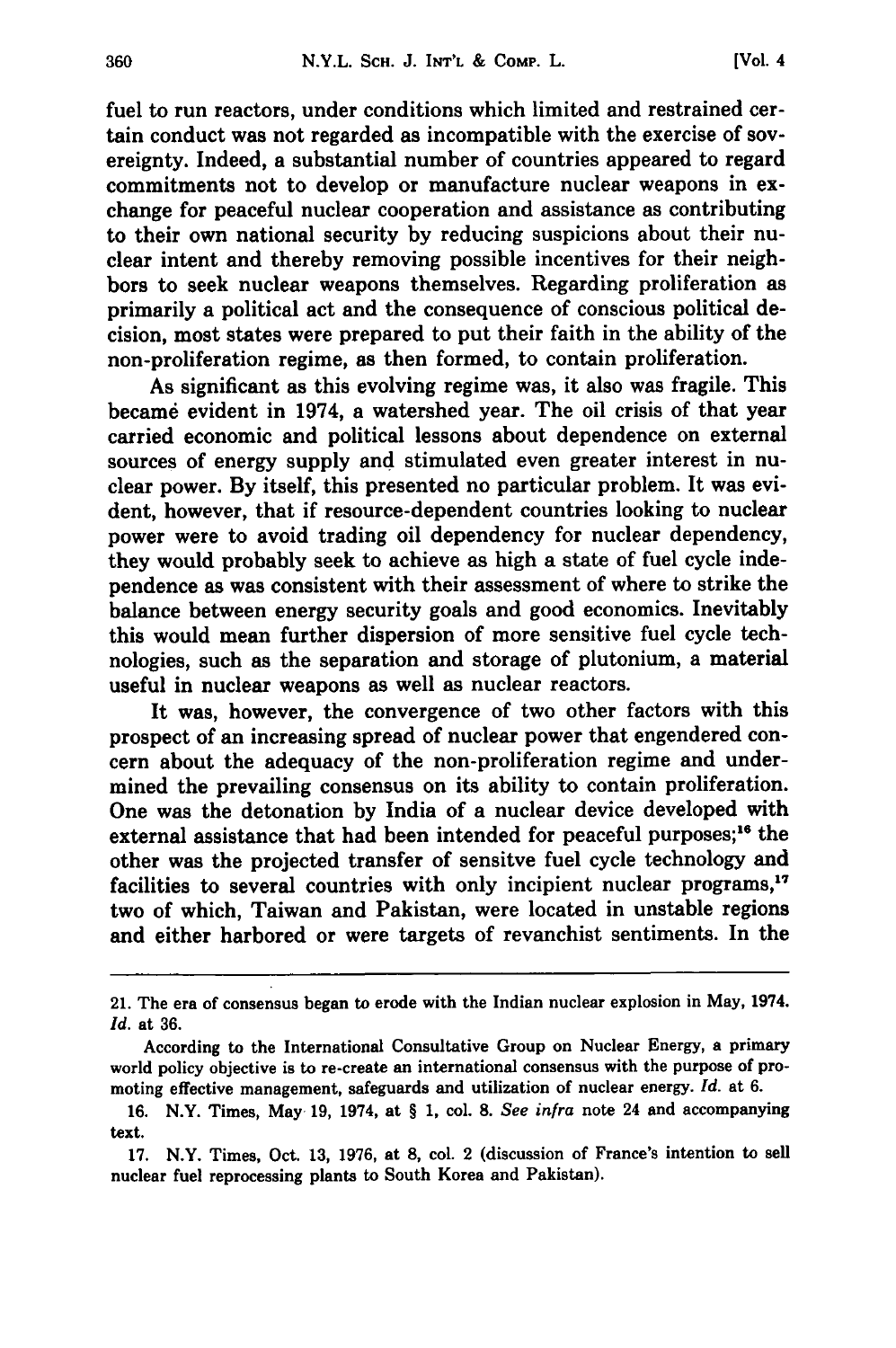fuel to run reactors, under conditions which limited and restrained certain conduct was not regarded as incompatible with the exercise of sovereignty. Indeed, a substantial number of countries appeared to regard commitments not to develop or manufacture nuclear weapons in exchange for peaceful nuclear cooperation and assistance as contributing to their own national security by reducing suspicions about their nuclear intent and thereby removing possible incentives for their neighbors to seek nuclear weapons themselves. Regarding proliferation as primarily a political act and the consequence of conscious political decision, most states were prepared to put their faith in the ability of the non-proliferation regime, as then formed, to contain proliferation.

As significant as this evolving regime was, it also was fragile. This becamė evident in 1974, a watershed year. The oil crisis of that year carried economic and political lessons about dependence on external sources of energy supply and stimulated even greater interest in nuclear power. By itself, this presented no particular problem. It was evident, however, that if resource-dependent countries looking to nuclear power were to avoid trading oil dependency for nuclear dependency, they would probably seek to achieve as high a state of fuel cycle independence as was consistent with their assessment of where to strike the balance between energy security goals and good economics. Inevitably this would mean further dispersion of more sensitive fuel cycle technologies, such as the separation and storage of plutonium, a material useful in nuclear weapons as well as nuclear reactors.

It was, however, the convergence of two other factors with this prospect of an increasing spread of nuclear power that engendered concern about the adequacy of the non-proliferation regime and undermined the prevailing consensus on its ability to contain proliferation. One was the detonation by India of a nuclear device developed with external assistance that had been intended for peaceful purposes;[16] the other was the projected transfer of sensitve fuel cycle technology and facilities to several countries with only incipient nuclear programs,[17] two of which, Taiwan and Pakistan, were located in unstable regions and either harbored or were targets of revanchist sentiments. In the

---

21. The era of consensus began to erode with the Indian nuclear explosion in May, 1974. *Id.* at 36.

According to the International Consultative Group on Nuclear Energy, a primary world policy objective is to re-create an international consensus with the purpose of promoting effective management, safeguards and utilization of nuclear energy. *Id.* at 6.

16. N.Y. Times, May 19, 1974, at § 1, col. 8. *See infra* note 24 and accompanying text.

17. N.Y. Times, Oct. 13, 1976, at 8, col. 2 (discussion of France's intention to sell nuclear fuel reprocessing plants to South Korea and Pakistan).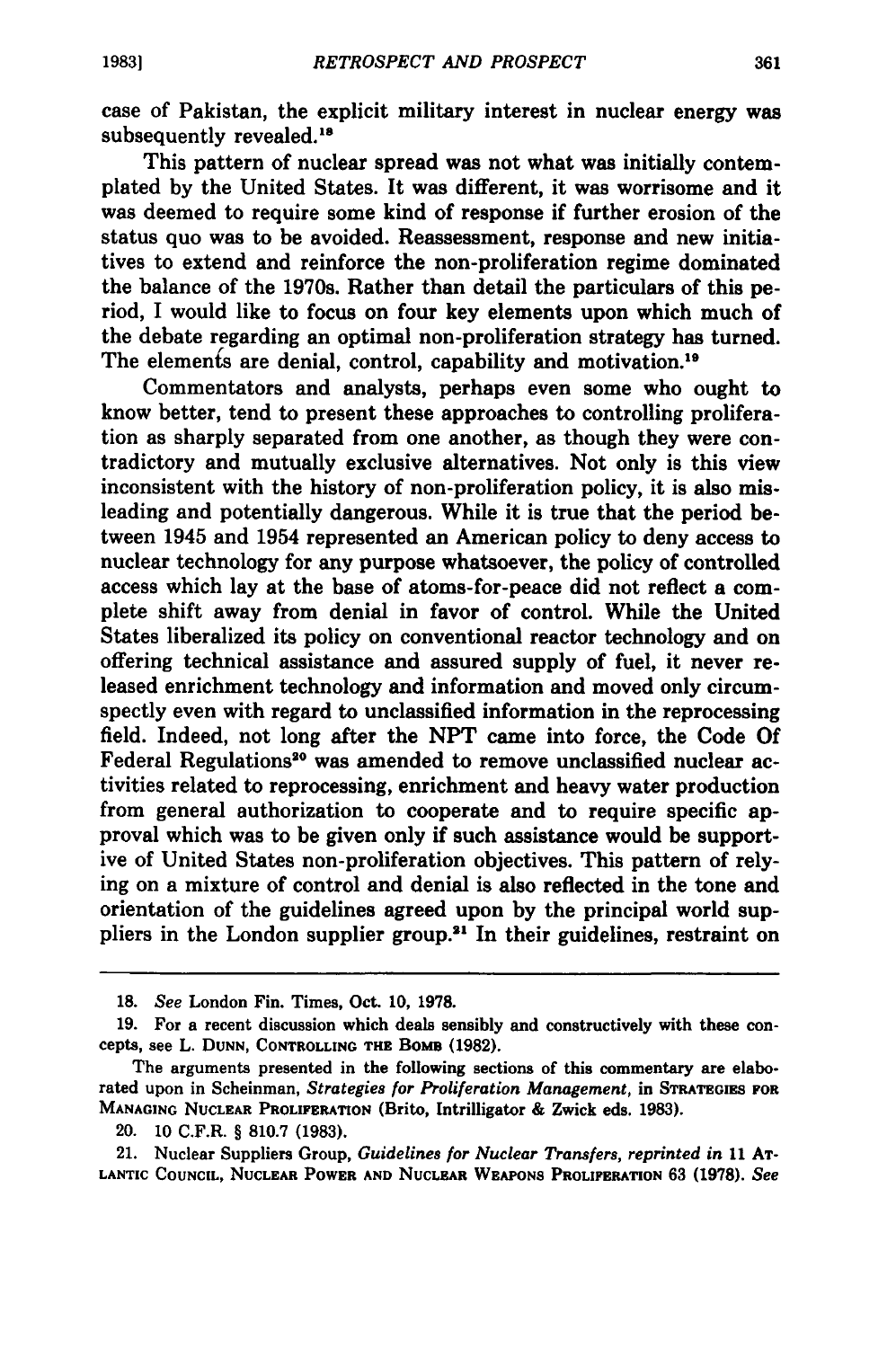case of Pakistan, the explicit military interest in nuclear energy was subsequently revealed.[18]

This pattern of nuclear spread was not what was initially contemplated by the United States. It was different, it was worrisome and it was deemed to require some kind of response if further erosion of the status quo was to be avoided. Reassessment, response and new initiatives to extend and reinforce the non-proliferation regime dominated the balance of the 1970s. Rather than detail the particulars of this period, I would like to focus on four key elements upon which much of the debate regarding an optimal non-proliferation strategy has turned. The elements are denial, control, capability and motivation.[19]

Commentators and analysts, perhaps even some who ought to know better, tend to present these approaches to controlling proliferation as sharply separated from one another, as though they were contradictory and mutually exclusive alternatives. Not only is this view inconsistent with the history of non-proliferation policy, it is also misleading and potentially dangerous. While it is true that the period between 1945 and 1954 represented an American policy to deny access to nuclear technology for any purpose whatsoever, the policy of controlled access which lay at the base of atoms-for-peace did not reflect a complete shift away from denial in favor of control. While the United States liberalized its policy on conventional reactor technology and on offering technical assistance and assured supply of fuel, it never released enrichment technology and information and moved only circumspectly even with regard to unclassified information in the reprocessing field. Indeed, not long after the NPT came into force, the Code Of Federal Regulations[20] was amended to remove unclassified nuclear activities related to reprocessing, enrichment and heavy water production from general authorization to cooperate and to require specific approval which was to be given only if such assistance would be supportive of United States non-proliferation objectives. This pattern of relying on a mixture of control and denial is also reflected in the tone and orientation of the guidelines agreed upon by the principal world suppliers in the London supplier group.[21] In their guidelines, restraint on

---

18. *See* London Fin. Times, Oct. 10, 1978.

19. For a recent discussion which deals sensibly and constructively with these concepts, see L. Dunn, Controlling the Bomb (1982).

The arguments presented in the following sections of this commentary are elaborated upon in Scheinman, *Strategies for Proliferation Management*, in Strategies for Managing Nuclear Proliferation (Brito, Intrilligator & Zwick eds. 1983).

20. 10 C.F.R. § 810.7 (1983).

21. Nuclear Suppliers Group, *Guidelines for Nuclear Transfers*, *reprinted in* 11 Atlantic Council, Nuclear Power and Nuclear Weapons Proliferation 63 (1978). *See*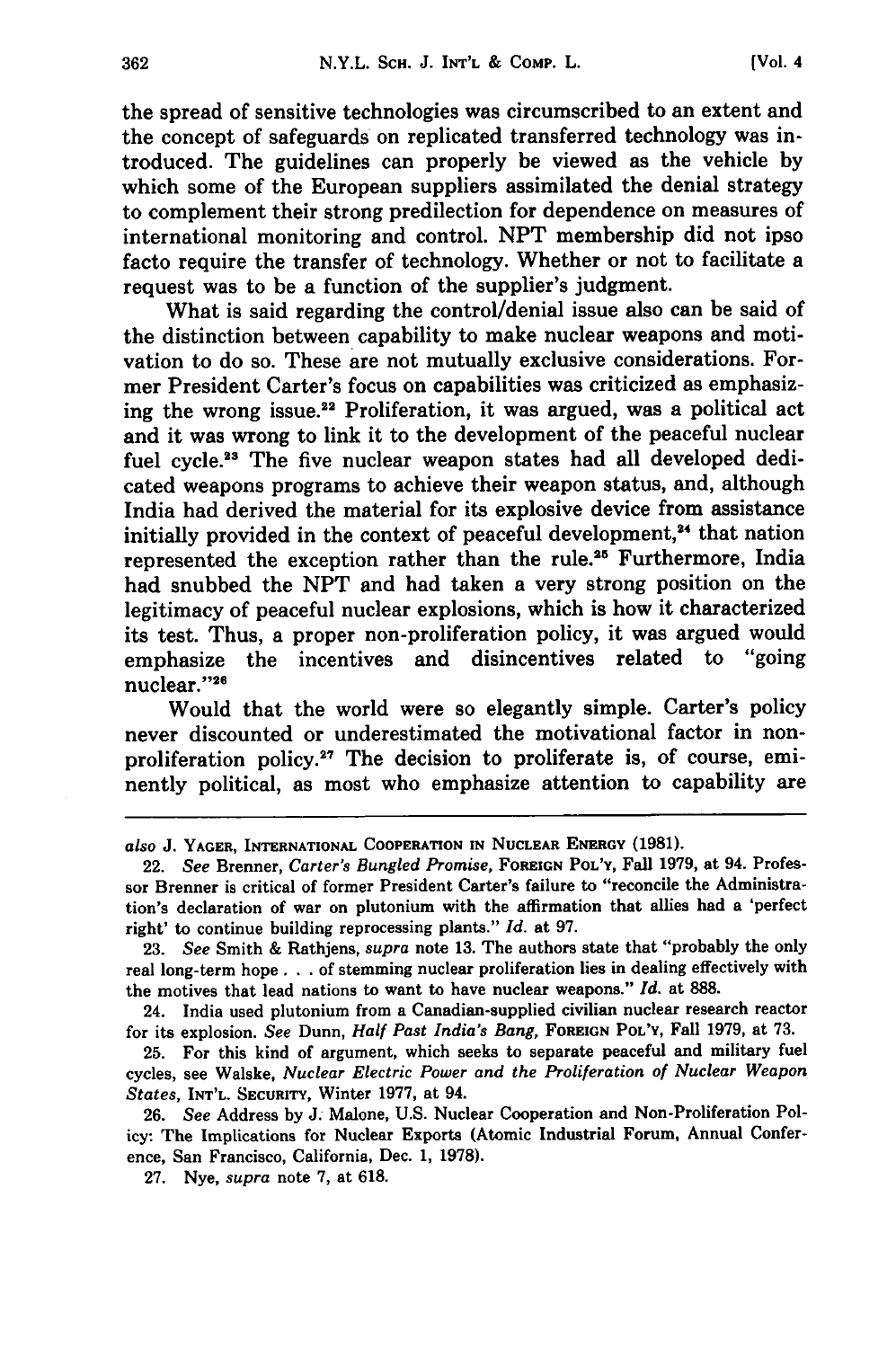the spread of sensitive technologies was circumscribed to an extent and the concept of safeguards on replicated transferred technology was introduced. The guidelines can properly be viewed as the vehicle by which some of the European suppliers assimilated the denial strategy to complement their strong predilection for dependence on measures of international monitoring and control. NPT membership did not ipso facto require the transfer of technology. Whether or not to facilitate a request was to be a function of the supplier's judgment.

What is said regarding the control/denial issue also can be said of the distinction between capability to make nuclear weapons and motivation to do so. These are not mutually exclusive considerations. Former President Carter's focus on capabilities was criticized as emphasizing the wrong issue.[22] Proliferation, it was argued, was a political act and it was wrong to link it to the development of the peaceful nuclear fuel cycle.[23] The five nuclear weapon states had all developed dedicated weapons programs to achieve their weapon status, and, although India had derived the material for its explosive device from assistance initially provided in the context of peaceful development,[24] that nation represented the exception rather than the rule.[25] Furthermore, India had snubbed the NPT and had taken a very strong position on the legitimacy of peaceful nuclear explosions, which is how it characterized its test. Thus, a proper non-proliferation policy, it was argued would emphasize the incentives and disincentives related to "going nuclear."[26]

Would that the world were so elegantly simple. Carter's policy never discounted or underestimated the motivational factor in non-proliferation policy.[27] The decision to proliferate is, of course, eminently political, as most who emphasize attention to capability are

---

*also* J. Yager, International Cooperation in Nuclear Energy (1981).

22. *See* Brenner, *Carter's Bungled Promise*, Foreign Pol'y, Fall 1979, at 94. Professor Brenner is critical of former President Carter's failure to "reconcile the Administration's declaration of war on plutonium with the affirmation that allies had a 'perfect right' to continue building reprocessing plants." *Id.* at 97.

23. *See* Smith & Rathjens, *supra* note 13. The authors state that "probably the only real long-term hope . . . of stemming nuclear proliferation lies in dealing effectively with the motives that lead nations to want to have nuclear weapons." *Id.* at 888.

24. India used plutonium from a Canadian-supplied civilian nuclear research reactor for its explosion. *See* Dunn, *Half Past India's Bang*, Foreign Pol'y, Fall 1979, at 73.

25. For this kind of argument, which seeks to separate peaceful and military fuel cycles, see Walske, *Nuclear Electric Power and the Proliferation of Nuclear Weapon States*, Int'l. Security, Winter 1977, at 94.

26. *See* Address by J. Malone, U.S. Nuclear Cooperation and Non-Proliferation Policy: The Implications for Nuclear Exports (Atomic Industrial Forum, Annual Conference, San Francisco, California, Dec. 1, 1978).

27. Nye, *supra* note 7, at 618.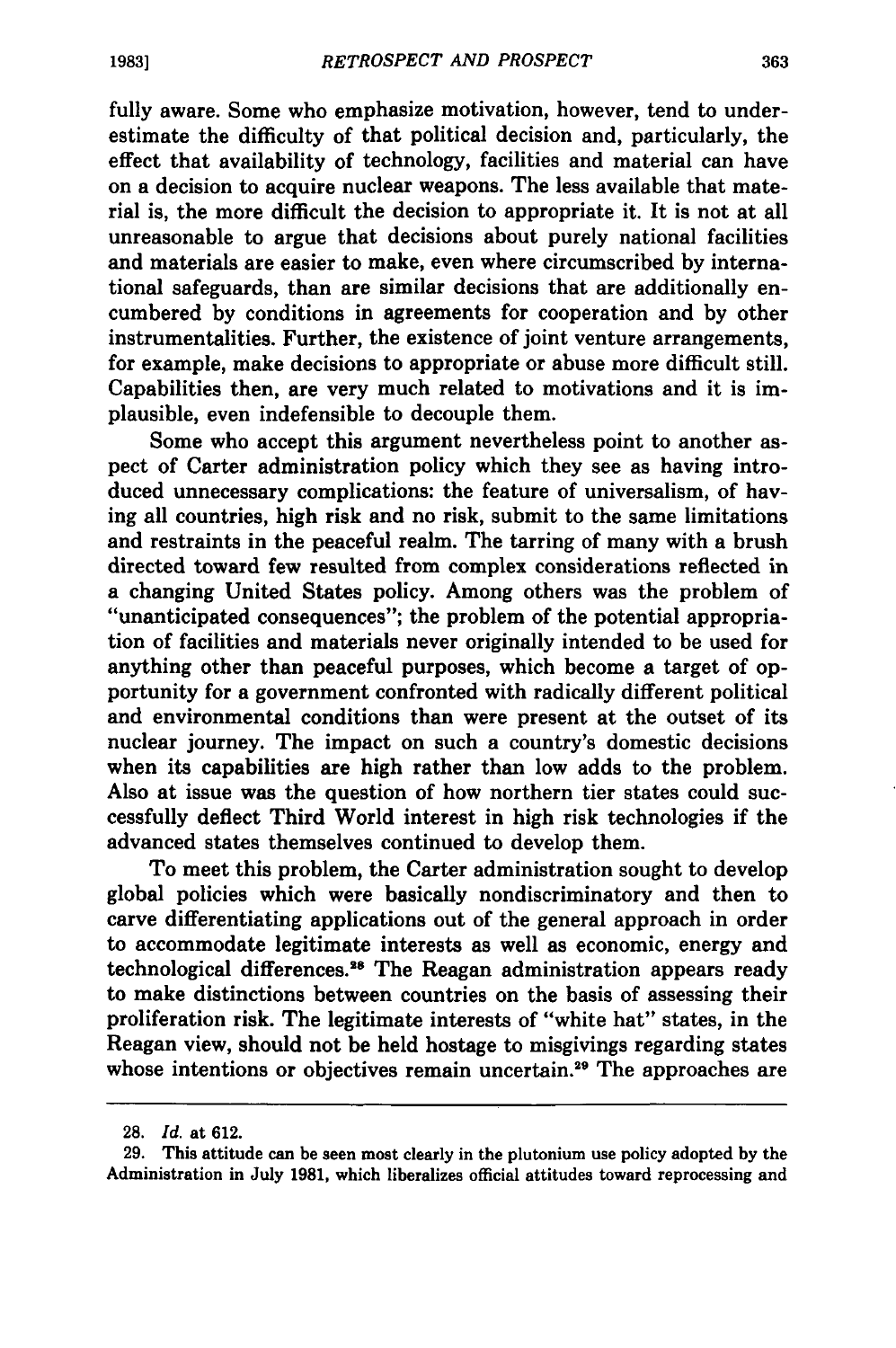fully aware. Some who emphasize motivation, however, tend to underestimate the difficulty of that political decision and, particularly, the effect that availability of technology, facilities and material can have on a decision to acquire nuclear weapons. The less available that material is, the more difficult the decision to appropriate it. It is not at all unreasonable to argue that decisions about purely national facilities and materials are easier to make, even where circumscribed by international safeguards, than are similar decisions that are additionally encumbered by conditions in agreements for cooperation and by other instrumentalities. Further, the existence of joint venture arrangements, for example, make decisions to appropriate or abuse more difficult still. Capabilities then, are very much related to motivations and it is implausible, even indefensible to decouple them.

Some who accept this argument nevertheless point to another aspect of Carter administration policy which they see as having introduced unnecessary complications: the feature of universalism, of having all countries, high risk and no risk, submit to the same limitations and restraints in the peaceful realm. The tarring of many with a brush directed toward few resulted from complex considerations reflected in a changing United States policy. Among others was the problem of "unanticipated consequences"; the problem of the potential appropriation of facilities and materials never originally intended to be used for anything other than peaceful purposes, which become a target of opportunity for a government confronted with radically different political and environmental conditions than were present at the outset of its nuclear journey. The impact on such a country's domestic decisions when its capabilities are high rather than low adds to the problem. Also at issue was the question of how northern tier states could successfully deflect Third World interest in high risk technologies if the advanced states themselves continued to develop them.

To meet this problem, the Carter administration sought to develop global policies which were basically nondiscriminatory and then to carve differentiating applications out of the general approach in order to accommodate legitimate interests as well as economic, energy and technological differences.[28] The Reagan administration appears ready to make distinctions between countries on the basis of assessing their proliferation risk. The legitimate interests of "white hat" states, in the Reagan view, should not be held hostage to misgivings regarding states whose intentions or objectives remain uncertain.[29] The approaches are

---

28. *Id.* at 612.

29. This attitude can be seen most clearly in the plutonium use policy adopted by the Administration in July 1981, which liberalizes official attitudes toward reprocessing and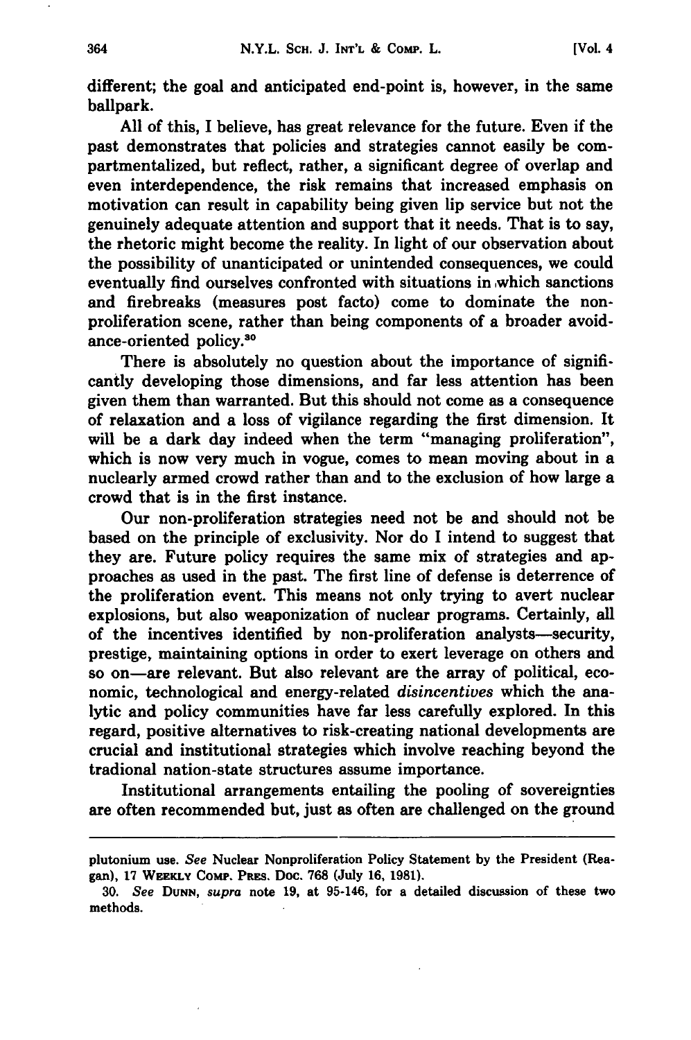different; the goal and anticipated end-point is, however, in the same ballpark.

All of this, I believe, has great relevance for the future. Even if the past demonstrates that policies and strategies cannot easily be compartmentalized, but reflect, rather, a significant degree of overlap and even interdependence, the risk remains that increased emphasis on motivation can result in capability being given lip service but not the genuinely adequate attention and support that it needs. That is to say, the rhetoric might become the reality. In light of our observation about the possibility of unanticipated or unintended consequences, we could eventually find ourselves confronted with situations in which sanctions and firebreaks (measures post facto) come to dominate the non-proliferation scene, rather than being components of a broader avoidance-oriented policy.[30]

There is absolutely no question about the importance of significantly developing those dimensions, and far less attention has been given them than warranted. But this should not come as a consequence of relaxation and a loss of vigilance regarding the first dimension. It will be a dark day indeed when the term "managing proliferation", which is now very much in vogue, comes to mean moving about in a nuclearly armed crowd rather than and to the exclusion of how large a crowd that is in the first instance.

Our non-proliferation strategies need not be and should not be based on the principle of exclusivity. Nor do I intend to suggest that they are. Future policy requires the same mix of strategies and approaches as used in the past. The first line of defense is deterrence of the proliferation event. This means not only trying to avert nuclear explosions, but also weaponization of nuclear programs. Certainly, all of the incentives identified by non-proliferation analysts—security, prestige, maintaining options in order to exert leverage on others and so on—are relevant. But also relevant are the array of political, economic, technological and energy-related *disincentives* which the analytic and policy communities have far less carefully explored. In this regard, positive alternatives to risk-creating national developments are crucial and institutional strategies which involve reaching beyond the tradional nation-state structures assume importance.

Institutional arrangements entailing the pooling of sovereignties are often recommended but, just as often are challenged on the ground

---

plutonium use. *See* Nuclear Nonproliferation Policy Statement by the President (Reagan), 17 WEEKLY COMP. PRES. DOC. 768 (July 16, 1981).

30. *See* DUNN, *supra* note 19, at 95-146, for a detailed discussion of these two methods.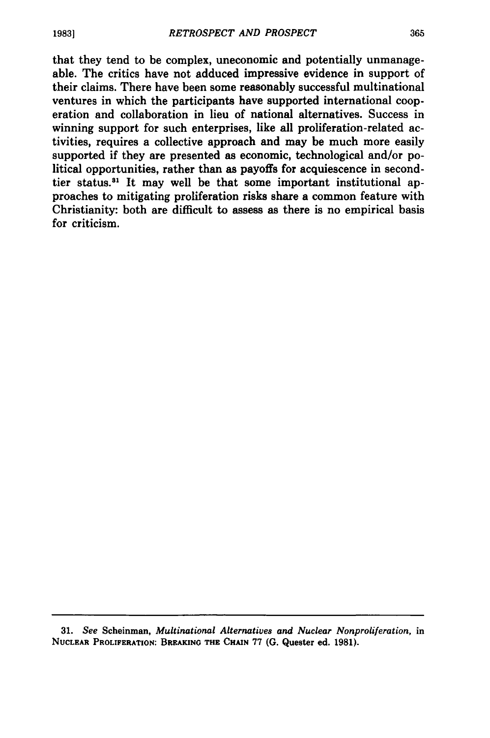that they tend to be complex, uneconomic and potentially unmanageable. The critics have not adduced impressive evidence in support of their claims. There have been some reasonably successful multinational ventures in which the participants have supported international cooperation and collaboration in lieu of national alternatives. Success in winning support for such enterprises, like all proliferation-related activities, requires a collective approach and may be much more easily supported if they are presented as economic, technological and/or political opportunities, rather than as payoffs for acquiescence in second-tier status.[31] It may well be that some important institutional approaches to mitigating proliferation risks share a common feature with Christianity: both are difficult to assess as there is no empirical basis for criticism.

---

31. *See* Scheinman, *Multinational Alternatives and Nuclear Nonproliferation*, in NUCLEAR PROLIFERATION: BREAKING THE CHAIN 77 (G. Quester ed. 1981).